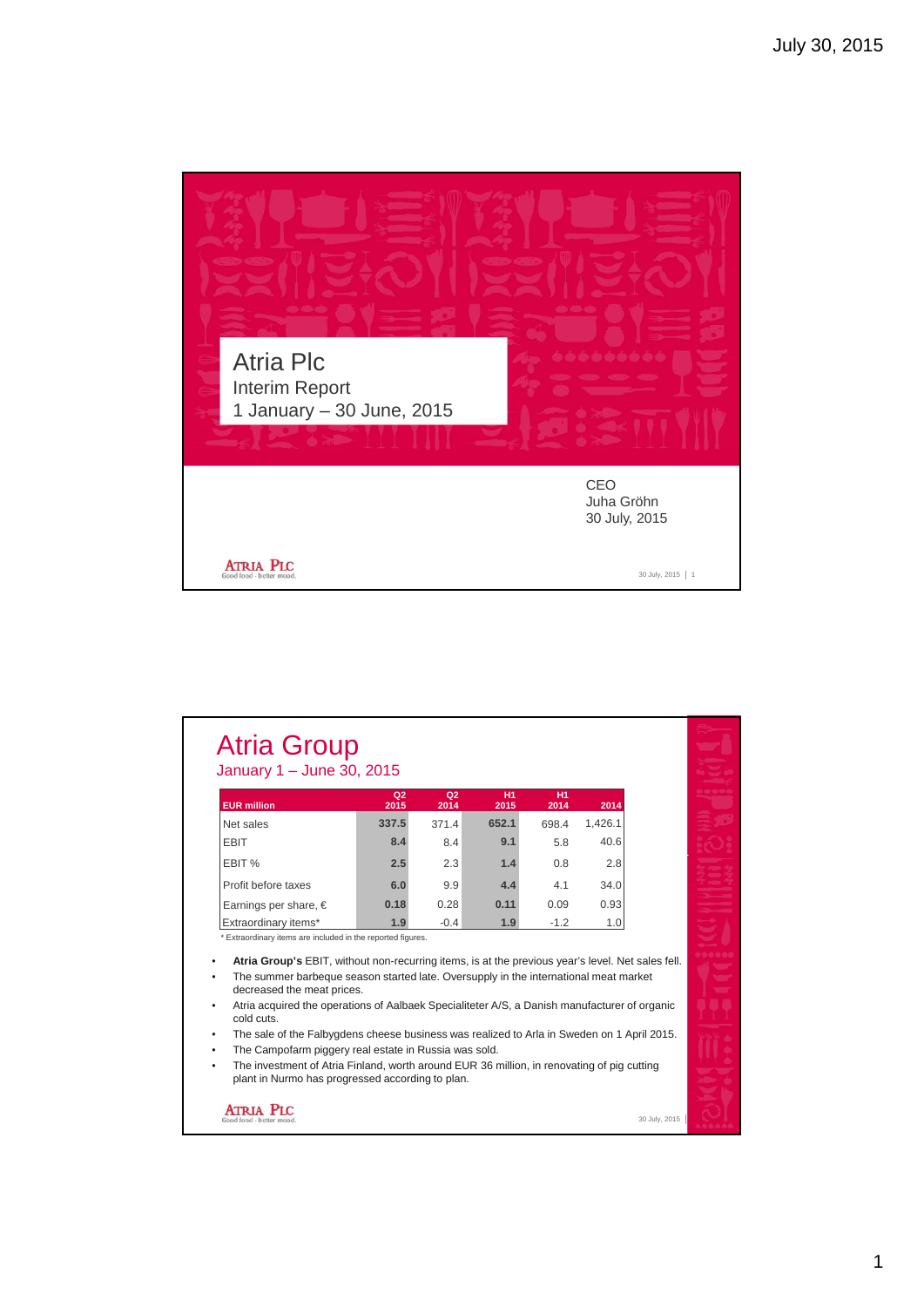# Atria Plc

Interim Report
1 January – 30 June, 2015

CEO
Juha Gröhn
30 July, 2015

# Atria Group

January 1 – June 30, 2015

| EUR million | Q2 2015 | Q2 2014 | H1 2015 | H1 2014 | 2014 |
|---|---|---|---|---|---|
| Net sales | **337.5** | 371.4 | **652.1** | 698.4 | 1,426.1 |
| EBIT | **8.4** | 8.4 | **9.1** | 5.8 | 40.6 |
| EBIT % | **2.5** | 2.3 | **1.4** | 0.8 | 2.8 |
| Profit before taxes | **6.0** | 9.9 | **4.4** | 4.1 | 34.0 |
| Earnings per share, € | **0.18** | 0.28 | **0.11** | 0.09 | 0.93 |
| Extraordinary items* | **1.9** | -0.4 | **1.9** | -1.2 | 1.0 |

\* Extraordinary items are included in the reported figures.

- **Atria Group's** EBIT, without non-recurring items, is at the previous year's level. Net sales fell.
- The summer barbeque season started late. Oversupply in the international meat market decreased the meat prices.
- Atria acquired the operations of Aalbaek Specialiteter A/S, a Danish manufacturer of organic cold cuts.
- The sale of the Falbygdens cheese business was realized to Arla in Sweden on 1 April 2015.
- The Campofarm piggery real estate in Russia was sold.
- The investment of Atria Finland, worth around EUR 36 million, in renovating of pig cutting plant in Nurmo has progressed according to plan.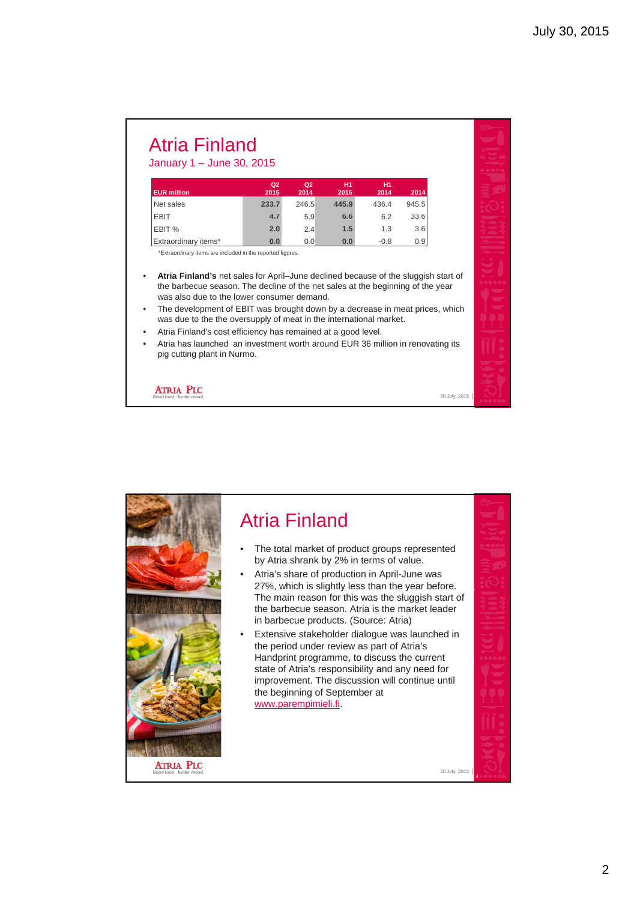# Atria Finland

January 1 – June 30, 2015

| EUR million | Q2 2015 | Q2 2014 | H1 2015 | H1 2014 | 2014 |
|---|---|---|---|---|---|
| Net sales | **233.7** | 246.5 | **445.9** | 436.4 | 945.5 |
| EBIT | **4.7** | 5.9 | **6.6** | 6.2 | 33.6 |
| EBIT % | **2.0** | 2.4 | **1.5** | 1.3 | 3.6 |
| Extraordinary items* | **0.0** | 0.0 | **0.0** | -0.8 | 0.9 |

*Extraordinary items are included in the reported figures.

- **Atria Finland's** net sales for April–June declined because of the sluggish start of the barbecue season. The decline of the net sales at the beginning of the year was also due to the lower consumer demand.
- The development of EBIT was brought down by a decrease in meat prices, which was due to the the oversupply of meat in the international market.
- Atria Finland's cost efficiency has remained at a good level.
- Atria has launched an investment worth around EUR 36 million in renovating its pig cutting plant in Nurmo.

# Atria Finland

- The total market of product groups represented by Atria shrank by 2% in terms of value.
- Atria's share of production in April-June was 27%, which is slightly less than the year before. The main reason for this was the sluggish start of the barbecue season. Atria is the market leader in barbecue products. (Source: Atria)
- Extensive stakeholder dialogue was launched in the period under review as part of Atria's Handprint programme, to discuss the current state of Atria's responsibility and any need for improvement. The discussion will continue until the beginning of September at www.parempimieli.fi.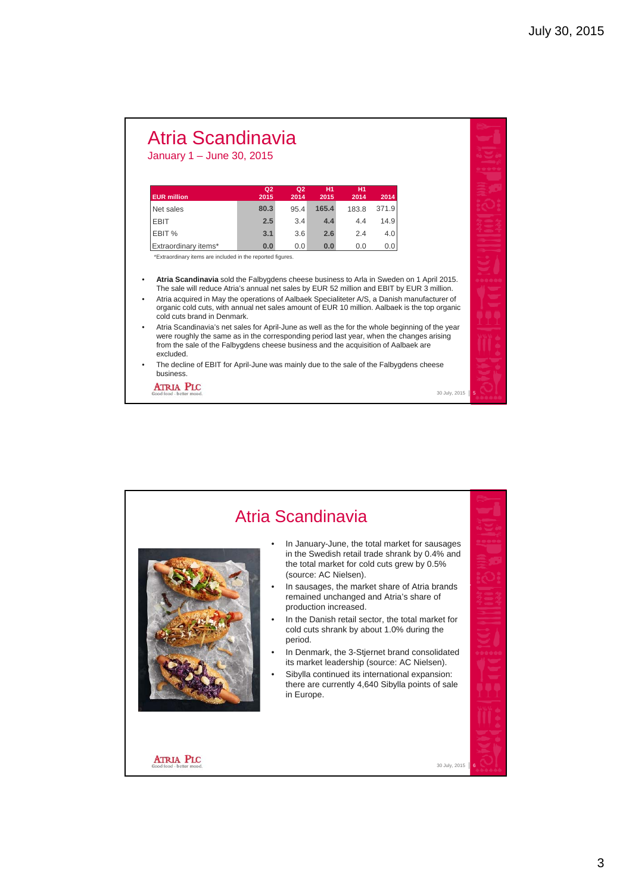# Atria Scandinavia

January 1 – June 30, 2015

| EUR million | Q2 2015 | Q2 2014 | H1 2015 | H1 2014 | 2014 |
|---|---|---|---|---|---|
| Net sales | 80.3 | 95.4 | 165.4 | 183.8 | 371.9 |
| EBIT | 2.5 | 3.4 | 4.4 | 4.4 | 14.9 |
| EBIT % | 3.1 | 3.6 | 2.6 | 2.4 | 4.0 |
| Extraordinary items* | 0.0 | 0.0 | 0.0 | 0.0 | 0.0 |

*Extraordinary items are included in the reported figures.

- **Atria Scandinavia** sold the Falbygdens cheese business to Arla in Sweden on 1 April 2015. The sale will reduce Atria's annual net sales by EUR 52 million and EBIT by EUR 3 million.
- Atria acquired in May the operations of Aalbaek Specialiteter A/S, a Danish manufacturer of organic cold cuts, with annual net sales amount of EUR 10 million. Aalbaek is the top organic cold cuts brand in Denmark.
- Atria Scandinavia's net sales for April-June as well as the for the whole beginning of the year were roughly the same as in the corresponding period last year, when the changes arising from the sale of the Falbygdens cheese business and the acquisition of Aalbaek are excluded.
- The decline of EBIT for April-June was mainly due to the sale of the Falbygdens cheese business.

# Atria Scandinavia

- In January-June, the total market for sausages in the Swedish retail trade shrank by 0.4% and the total market for cold cuts grew by 0.5% (source: AC Nielsen).
- In sausages, the market share of Atria brands remained unchanged and Atria's share of production increased.
- In the Danish retail sector, the total market for cold cuts shrank by about 1.0% during the period.
- In Denmark, the 3-Stjernet brand consolidated its market leadership (source: AC Nielsen).
- Sibylla continued its international expansion: there are currently 4,640 Sibylla points of sale in Europe.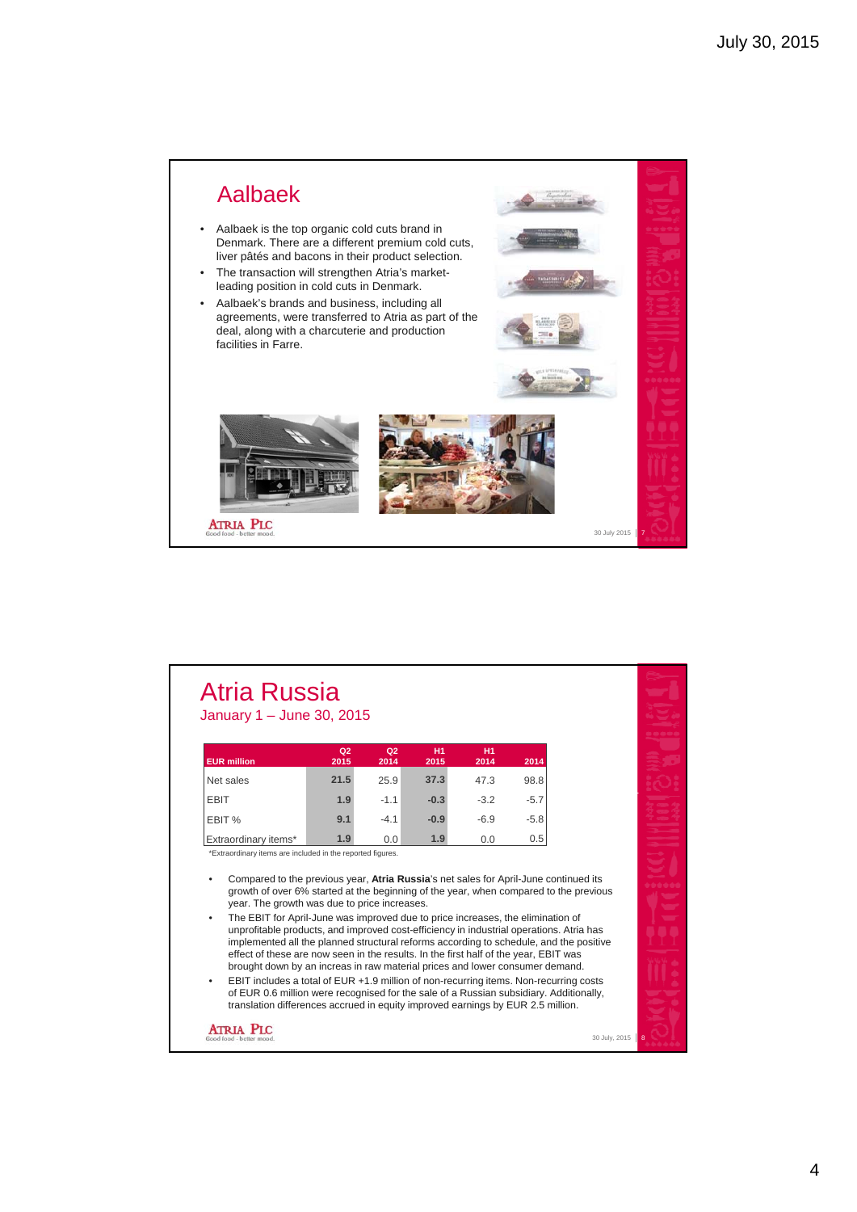## Aalbaek

- Aalbaek is the top organic cold cuts brand in Denmark. There are a different premium cold cuts, liver pâtés and bacons in their product selection.
- The transaction will strengthen Atria's market-leading position in cold cuts in Denmark.
- Aalbaek's brands and business, including all agreements, were transferred to Atria as part of the deal, along with a charcuterie and production facilities in Farre.

## Atria Russia

January 1 – June 30, 2015

| EUR million | Q2 2015 | Q2 2014 | H1 2015 | H1 2014 | 2014 |
|---|---|---|---|---|---|
| Net sales | 21.5 | 25.9 | 37.3 | 47.3 | 98.8 |
| EBIT | 1.9 | -1.1 | -0.3 | -3.2 | -5.7 |
| EBIT % | 9.1 | -4.1 | -0.9 | -6.9 | -5.8 |
| Extraordinary items* | 1.9 | 0.0 | 1.9 | 0.0 | 0.5 |

*Extraordinary items are included in the reported figures.

- Compared to the previous year, **Atria Russia**'s net sales for April-June continued its growth of over 6% started at the beginning of the year, when compared to the previous year. The growth was due to price increases.
- The EBIT for April-June was improved due to price increases, the elimination of unprofitable products, and improved cost-efficiency in industrial operations. Atria has implemented all the planned structural reforms according to schedule, and the positive effect of these are now seen in the results. In the first half of the year, EBIT was brought down by an increas in raw material prices and lower consumer demand.
- EBIT includes a total of EUR +1.9 million of non-recurring items. Non-recurring costs of EUR 0.6 million were recognised for the sale of a Russian subsidiary. Additionally, translation differences accrued in equity improved earnings by EUR 2.5 million.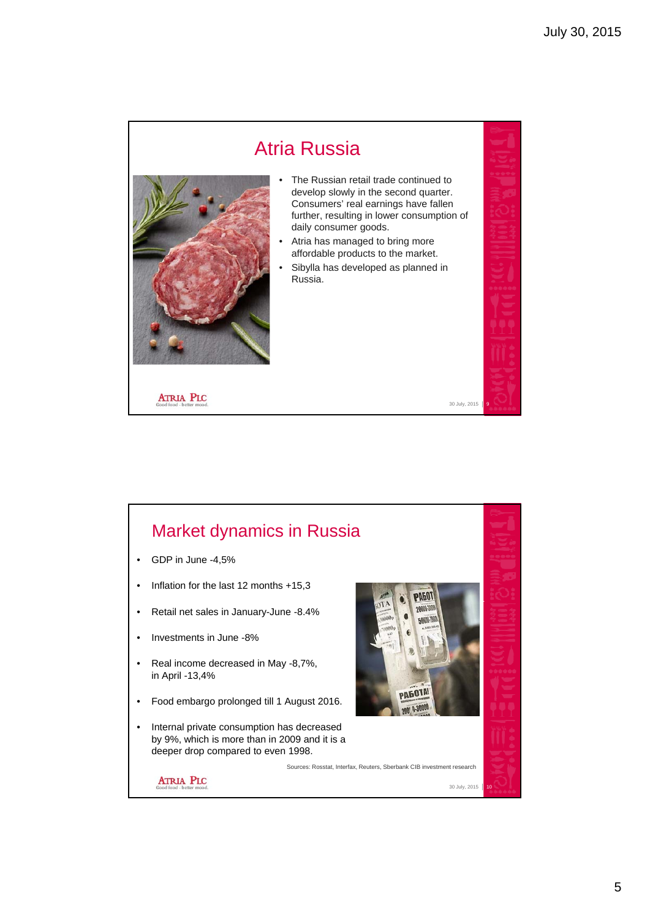## Atria Russia

- The Russian retail trade continued to develop slowly in the second quarter. Consumers' real earnings have fallen further, resulting in lower consumption of daily consumer goods.
- Atria has managed to bring more affordable products to the market.
- Sibylla has developed as planned in Russia.

## Market dynamics in Russia

- GDP in June -4,5%
- Inflation for the last 12 months +15,3
- Retail net sales in January-June -8.4%
- Investments in June -8%
- Real income decreased in May -8,7%, in April -13,4%
- Food embargo prolonged till 1 August 2016.
- Internal private consumption has decreased by 9%, which is more than in 2009 and it is a deeper drop compared to even 1998.

Sources: Rosstat, Interfax, Reuters, Sberbank CIB investment research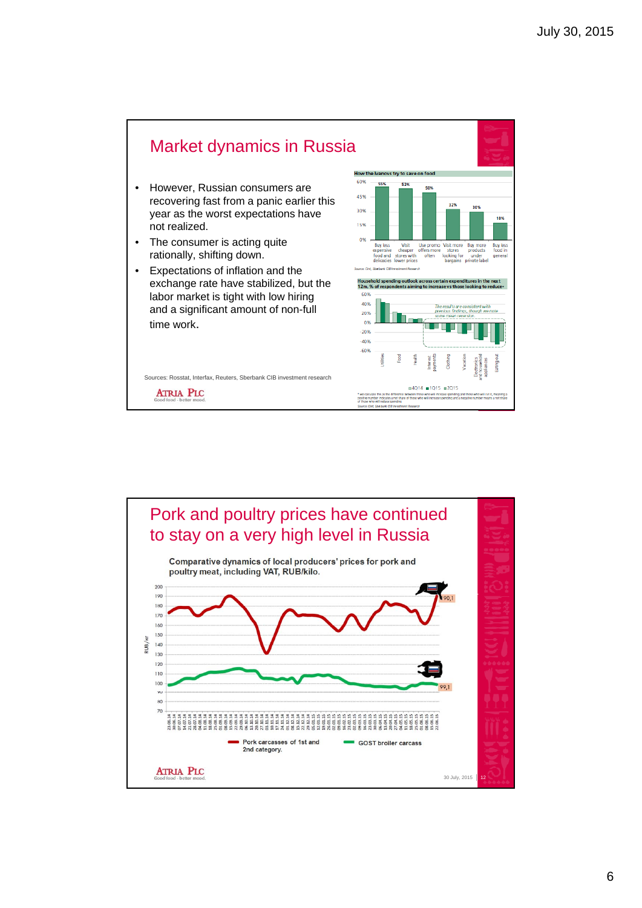# Market dynamics in Russia

- However, Russian consumers are recovering fast from a panic earlier this year as the worst expectations have not realized.
- The consumer is acting quite rationally, shifting down.
- Expectations of inflation and the exchange rate have stabilized, but the labor market is tight with low hiring and a significant amount of non-full time work.

**How the Ivanovs try to save on food**

| Buy less expensive food and delicacies | Visit cheaper stores with lower prices | Use promo offers more often | Visit more stores looking for bargains | Buy more products under private label | Buy less food in general |
|---|---|---|---|---|---|
| 55% | 53% | 50% | 32% | 30% | 18% |

Source: Cirl, Sberbank CIB Investment Research

**Household spending outlook across certain expenditures in the next 12m, % of respondents aiming to increase vs those looking to reduce\***

Categories: Utilities, Food, Health, Interest payments, Clothing, Vacation, Electronics and household appliances, Eating out

Legend: 4Q14, 1Q15, 2Q15

*The results are consistent with previous findings, though we note some mean reversion*

\* we calculate this as the difference between those who will increase spending and those who will cut it, meaning a positive number indicates a net share of those who will increase spending and a negative number means a net share of those who will reduce spending

Source: Cirl, Sberbank CIB Investment Research

Sources: Rosstat, Interfax, Reuters, Sberbank CIB investment research

ATRIA PLC Good food - better mood.

# Pork and poultry prices have continued to stay on a very high level in Russia

**Comparative dynamics of local producers' prices for pork and poultry meat, including VAT, RUB/kilo.**

Latest values: Pork carcasses of 1st and 2nd category: 190,1; GOST broiler carcass: 99,1

Legend: Pork carcasses of 1st and 2nd category; GOST broiler carcass

ATRIA PLC Good food - better mood.

30 July, 2015 | 12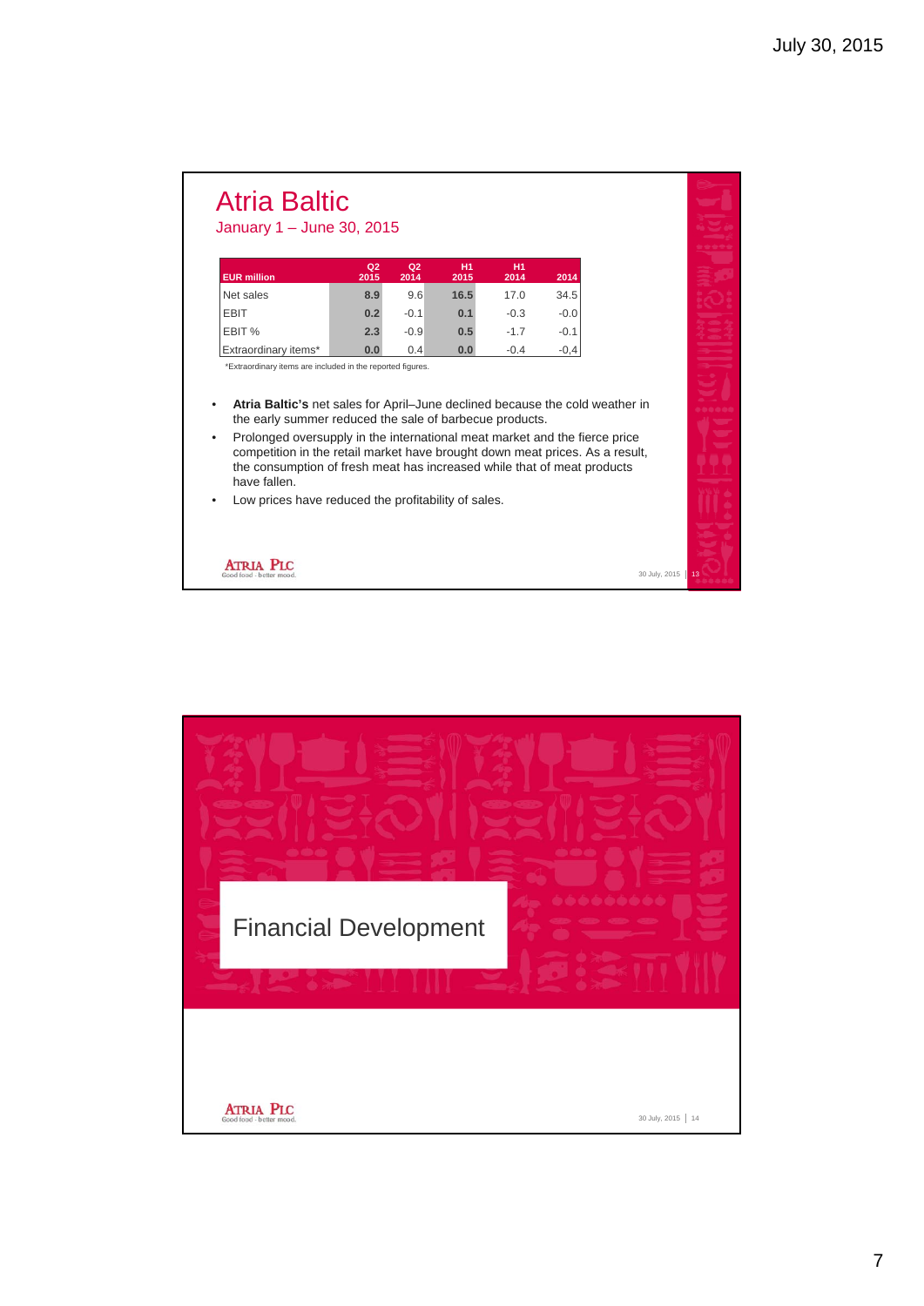# Atria Baltic

January 1 – June 30, 2015

| EUR million | Q2 2015 | Q2 2014 | H1 2015 | H1 2014 | 2014 |
|---|---|---|---|---|---|
| Net sales | 8.9 | 9.6 | 16.5 | 17.0 | 34.5 |
| EBIT | 0.2 | -0.1 | 0.1 | -0.3 | -0.0 |
| EBIT % | 2.3 | -0.9 | 0.5 | -1.7 | -0.1 |
| Extraordinary items* | 0.0 | 0.4 | 0.0 | -0.4 | -0,4 |

*Extraordinary items are included in the reported figures.

- **Atria Baltic's** net sales for April–June declined because the cold weather in the early summer reduced the sale of barbecue products.
- Prolonged oversupply in the international meat market and the fierce price competition in the retail market have brought down meat prices. As a result, the consumption of fresh meat has increased while that of meat products have fallen.
- Low prices have reduced the profitability of sales.

# Financial Development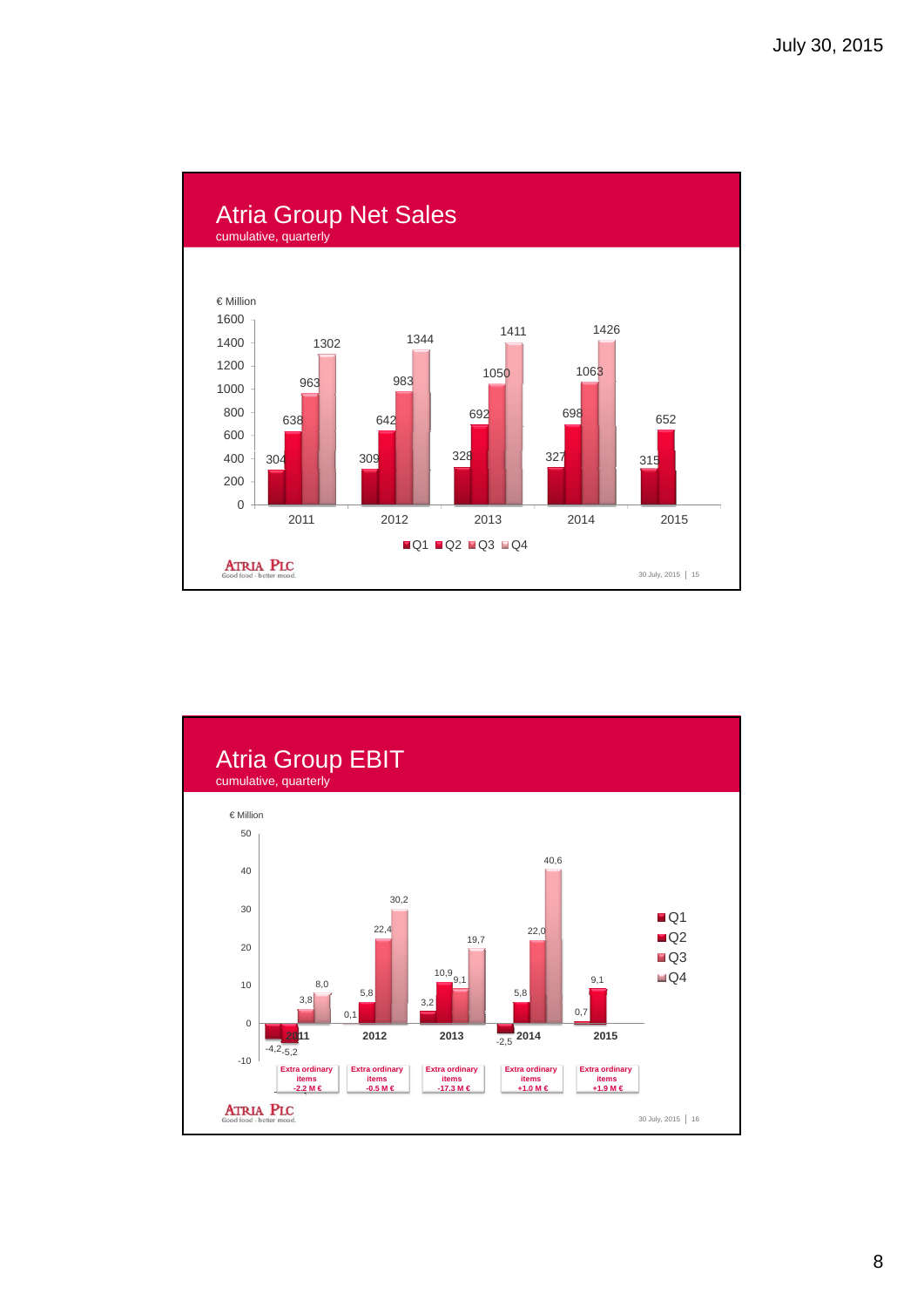# Atria Group Net Sales

cumulative, quarterly

€ Million

| | Q1 | Q2 | Q3 | Q4 |
|---|---|---|---|---|
| 2011 | 304 | 638 | 963 | 1302 |
| 2012 | 309 | 642 | 983 | 1344 |
| 2013 | 328 | 692 | 1050 | 1411 |
| 2014 | 327 | 698 | 1063 | 1426 |
| 2015 | 315 | 652 | | |

# Atria Group EBIT

cumulative, quarterly

€ Million

| | Q1 | Q2 | Q3 | Q4 | Extra ordinary items |
|---|---|---|---|---|---|
| 2011 | -4,2 | -5,2 | 3,8 | 8,0 | -2.2 M € |
| 2012 | 0,1 | 5,8 | 22,4 | 30,2 | -0.5 M € |
| 2013 | 3,2 | 10,9 | 9,1 | 19,7 | -17.3 M € |
| 2014 | -2,5 | 5,8 | 22,0 | 40,6 | +1.0 M € |
| 2015 | 0,7 | 9,1 | | | +1.9 M € |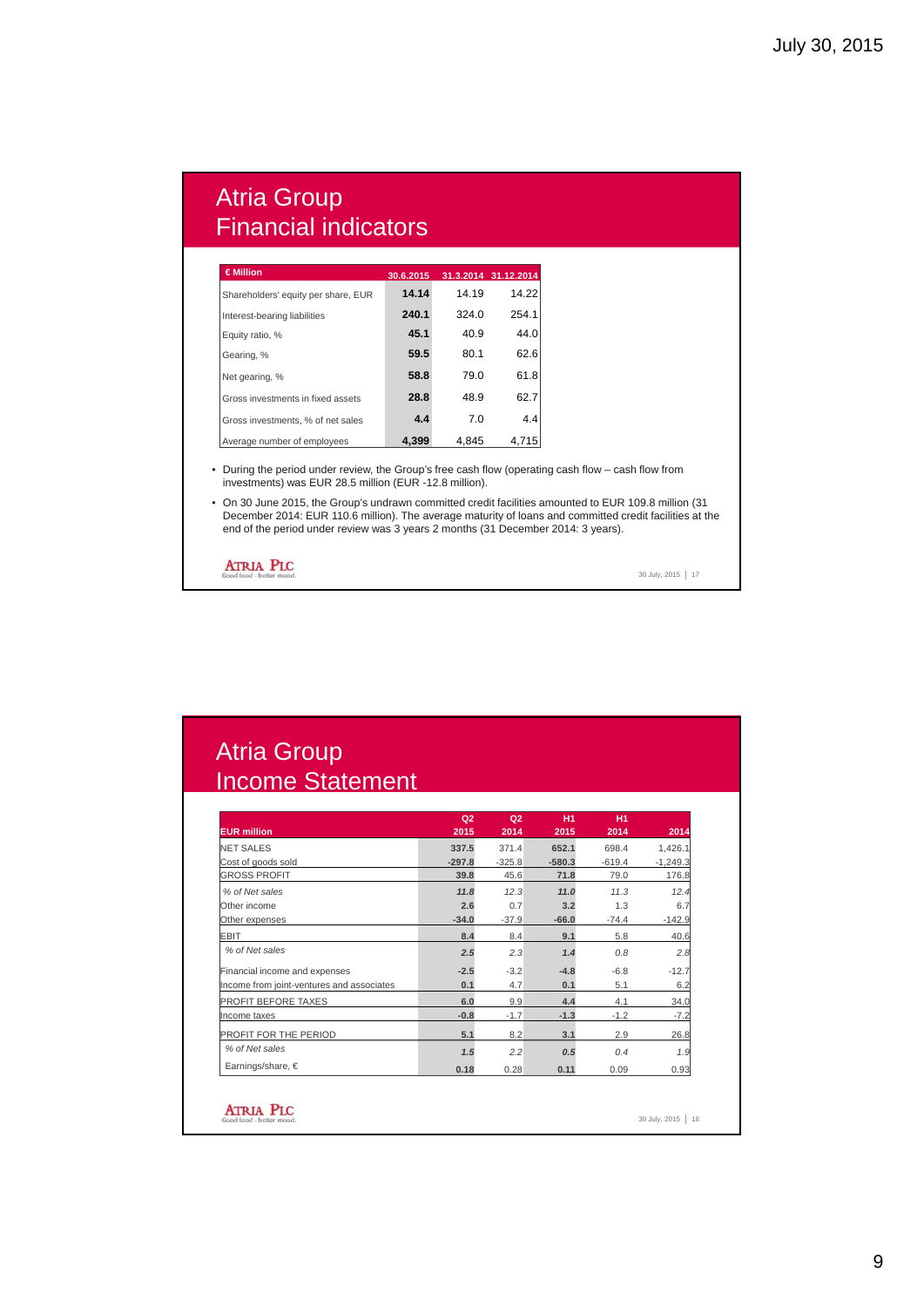# Atria Group
## Financial indicators

| € Million | 30.6.2015 | 31.3.2014 | 31.12.2014 |
|---|---|---|---|
| Shareholders' equity per share, EUR | **14.14** | 14.19 | 14.22 |
| Interest-bearing liabilities | **240.1** | 324.0 | 254.1 |
| Equity ratio, % | **45.1** | 40.9 | 44.0 |
| Gearing, % | **59.5** | 80.1 | 62.6 |
| Net gearing, % | **58.8** | 79.0 | 61.8 |
| Gross investments in fixed assets | **28.8** | 48.9 | 62.7 |
| Gross investments, % of net sales | **4.4** | 7.0 | 4.4 |
| Average number of employees | **4,399** | 4,845 | 4,715 |

- During the period under review, the Group's free cash flow (operating cash flow – cash flow from investments) was EUR 28.5 million (EUR -12.8 million).
- On 30 June 2015, the Group's undrawn committed credit facilities amounted to EUR 109.8 million (31 December 2014: EUR 110.6 million). The average maturity of loans and committed credit facilities at the end of the period under review was 3 years 2 months (31 December 2014: 3 years).

ATRIA PLC
Good food - better mood.

30 July, 2015 | 17

# Atria Group
## Income Statement

| EUR million | Q2 2015 | Q2 2014 | H1 2015 | H1 2014 | 2014 |
|---|---|---|---|---|---|
| NET SALES | **337.5** | 371.4 | **652.1** | 698.4 | 1,426.1 |
| Cost of goods sold | **-297.8** | -325.8 | **-580.3** | -619.4 | -1,249.3 |
| GROSS PROFIT | **39.8** | 45.6 | **71.8** | 79.0 | 176.8 |
| *% of Net sales* | ***11.8*** | *12.3* | ***11.0*** | *11.3* | *12.4* |
| Other income | **2.6** | 0.7 | **3.2** | 1.3 | 6.7 |
| Other expenses | **-34.0** | -37.9 | **-66.0** | -74.4 | -142.9 |
| EBIT | **8.4** | 8.4 | **9.1** | 5.8 | 40.6 |
| *% of Net sales* | ***2.5*** | *2.3* | ***1.4*** | *0.8* | *2.8* |
| Financial income and expenses | **-2.5** | -3.2 | **-4.8** | -6.8 | -12.7 |
| Income from joint-ventures and associates | **0.1** | 4.7 | **0.1** | 5.1 | 6.2 |
| PROFIT BEFORE TAXES | **6.0** | 9.9 | **4.4** | 4.1 | 34.0 |
| Income taxes | **-0.8** | -1.7 | **-1.3** | -1.2 | -7.2 |
| PROFIT FOR THE PERIOD | **5.1** | 8.2 | **3.1** | 2.9 | 26.8 |
| *% of Net sales* | ***1.5*** | *2.2* | ***0.5*** | *0.4* | *1.9* |
| Earnings/share, € | **0.18** | 0.28 | **0.11** | 0.09 | 0.93 |

ATRIA PLC
Good food - better mood.

30 July, 2015 | 18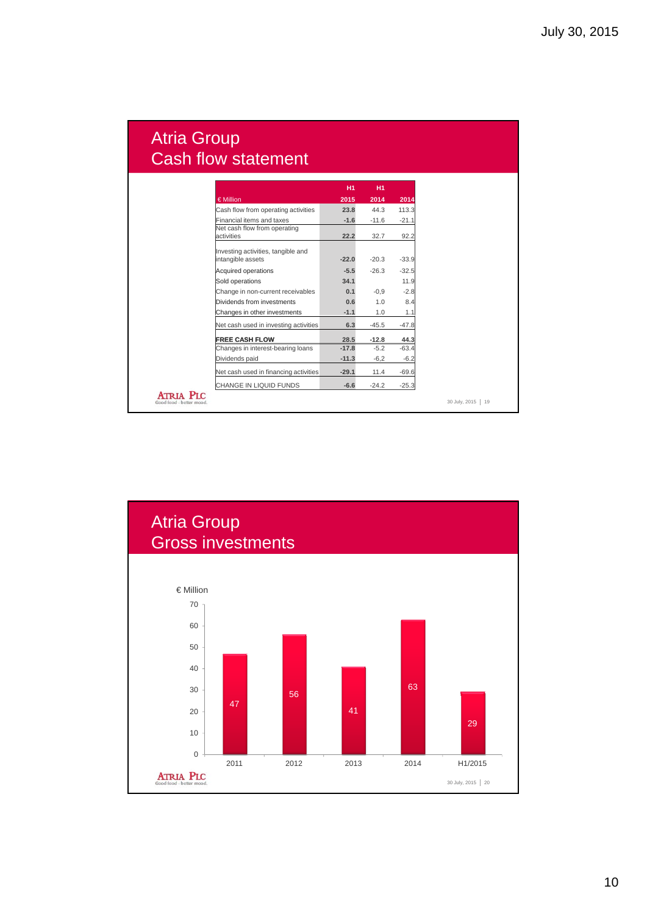# Atria Group
## Cash flow statement

| € Million | H1 2015 | H1 2014 | 2014 |
|---|---|---|---|
| Cash flow from operating activities | **23.8** | 44.3 | 113.3 |
| Financial items and taxes | **-1.6** | -11.6 | -21.1 |
| Net cash flow from operating activities | **22.2** | 32.7 | 92.2 |
| Investing activities, tangible and intangible assets | **-22.0** | -20.3 | -33.9 |
| Acquired operations | **-5.5** | -26.3 | -32.5 |
| Sold operations | **34.1** | | 11.9 |
| Change in non-current receivables | **0.1** | -0,9 | -2.8 |
| Dividends from investments | **0.6** | 1.0 | 8.4 |
| Changes in other investments | **-1.1** | 1.0 | 1.1 |
| Net cash used in investing activities | **6.3** | -45.5 | -47.8 |
| **FREE CASH FLOW** | **28.5** | **-12.8** | **44.3** |
| Changes in interest-bearing loans | **-17.8** | -5.2 | -63.4 |
| Dividends paid | **-11.3** | -6,2 | -6.2 |
| Net cash used in financing activities | **-29.1** | 11.4 | -69.6 |
| CHANGE IN LIQUID FUNDS | **-6.6** | -24.2 | -25.3 |

# Atria Group
## Gross investments

€ Million

| Year | Gross investments |
|---|---|
| 2011 | 47 |
| 2012 | 56 |
| 2013 | 41 |
| 2014 | 63 |
| H1/2015 | 29 |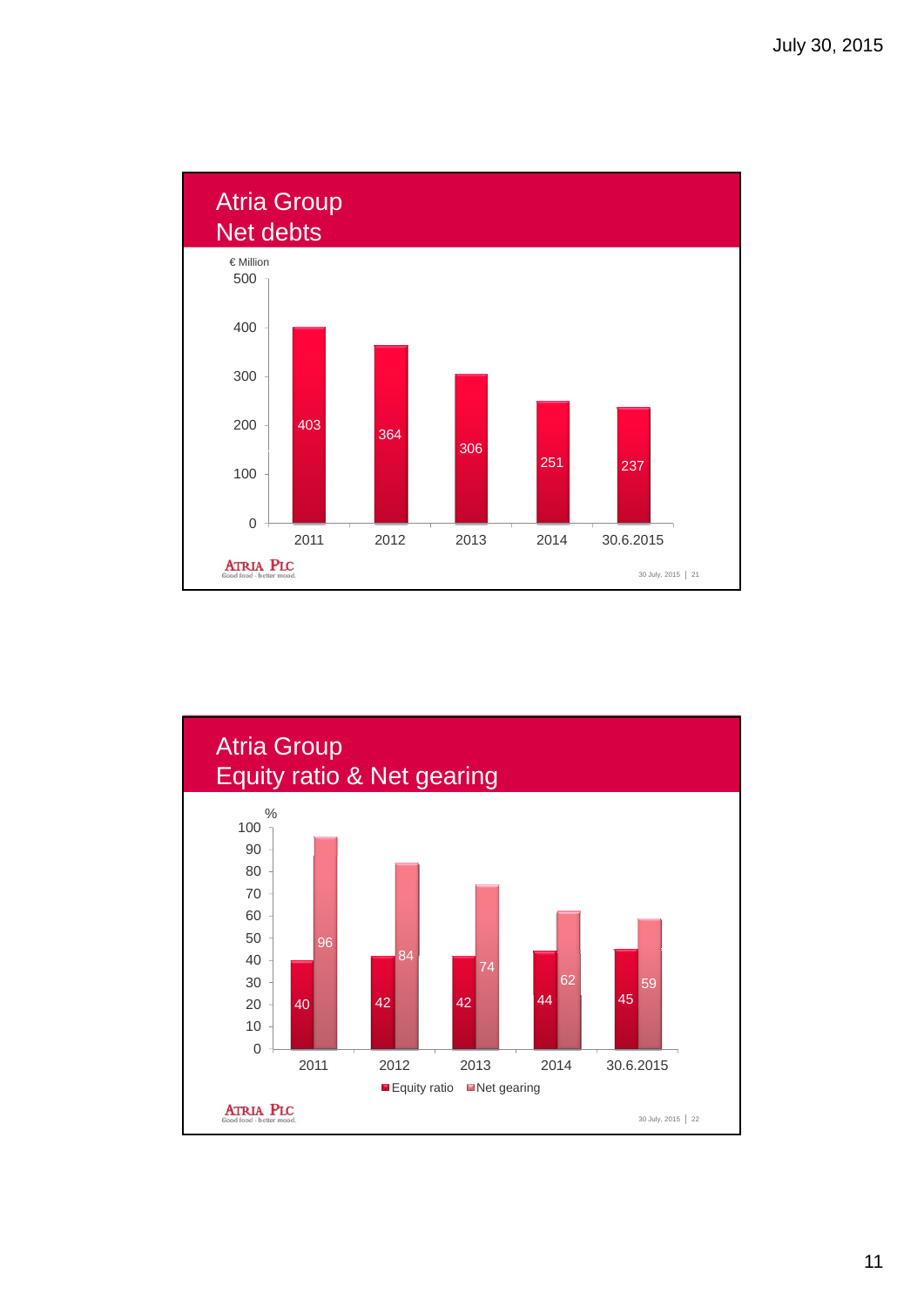## Atria Group
## Net debts

€ Million

| Year | Net debts |
|---|---|
| 2011 | 403 |
| 2012 | 364 |
| 2013 | 306 |
| 2014 | 251 |
| 30.6.2015 | 237 |

ATRIA PLC
Good food - better mood.

30 July, 2015 | 21

## Atria Group
## Equity ratio & Net gearing

%

| Year | Equity ratio | Net gearing |
|---|---|---|
| 2011 | 40 | 96 |
| 2012 | 42 | 84 |
| 2013 | 42 | 74 |
| 2014 | 44 | 62 |
| 30.6.2015 | 45 | 59 |

ATRIA PLC
Good food - better mood.

30 July, 2015 | 22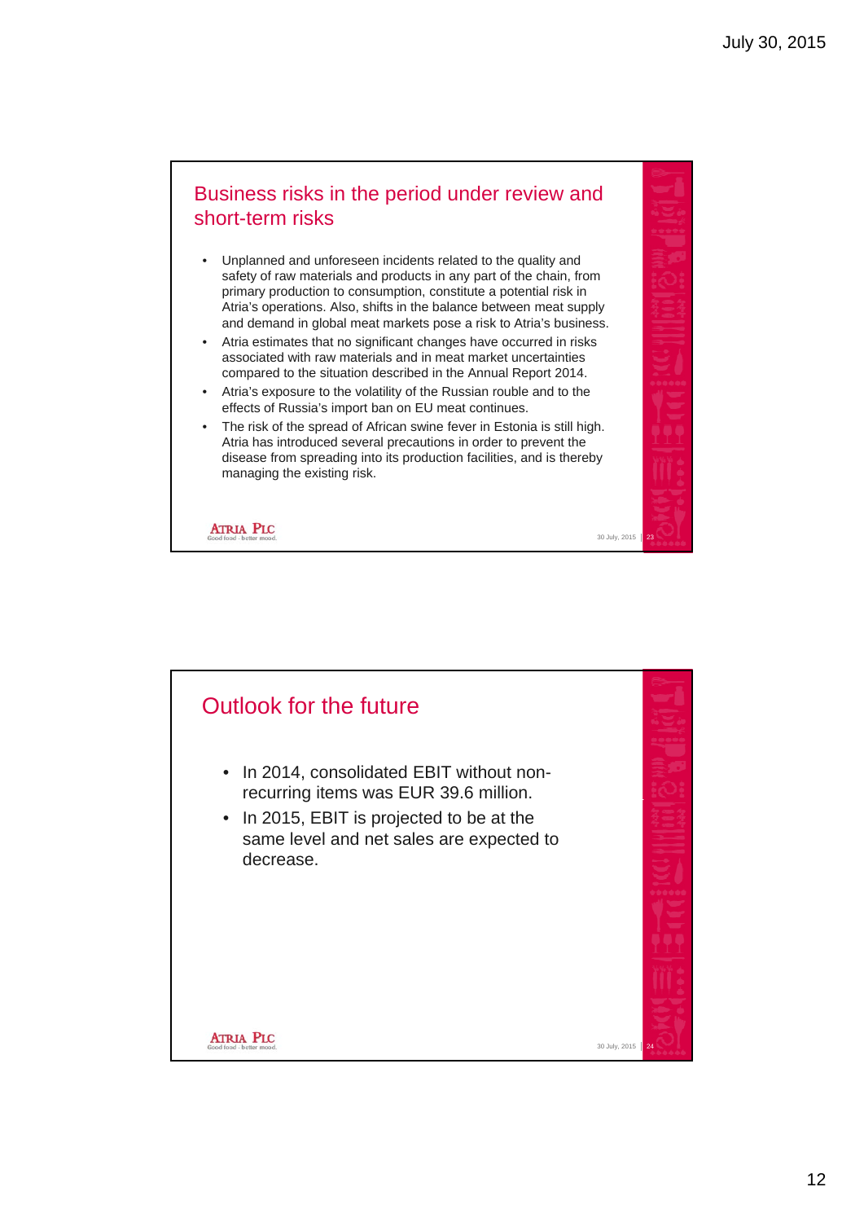## Business risks in the period under review and short-term risks

- Unplanned and unforeseen incidents related to the quality and safety of raw materials and products in any part of the chain, from primary production to consumption, constitute a potential risk in Atria's operations. Also, shifts in the balance between meat supply and demand in global meat markets pose a risk to Atria's business.
- Atria estimates that no significant changes have occurred in risks associated with raw materials and in meat market uncertainties compared to the situation described in the Annual Report 2014.
- Atria's exposure to the volatility of the Russian rouble and to the effects of Russia's import ban on EU meat continues.
- The risk of the spread of African swine fever in Estonia is still high. Atria has introduced several precautions in order to prevent the disease from spreading into its production facilities, and is thereby managing the existing risk.

## Outlook for the future

- In 2014, consolidated EBIT without non-recurring items was EUR 39.6 million.
- In 2015, EBIT is projected to be at the same level and net sales are expected to decrease.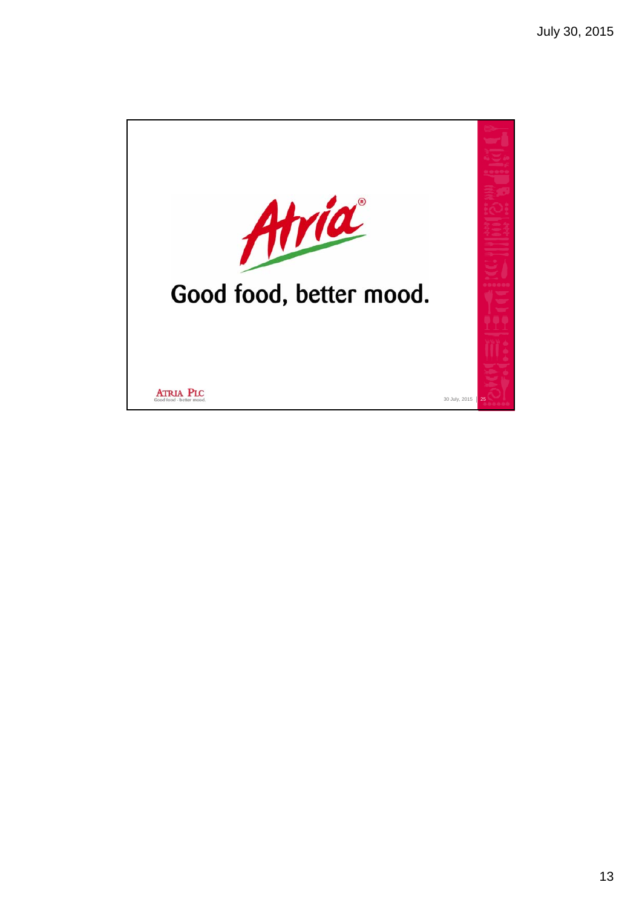Atria®

Good food, better mood.

ATRIA PLC
Good food - better mood.

30 July, 2015 | 25